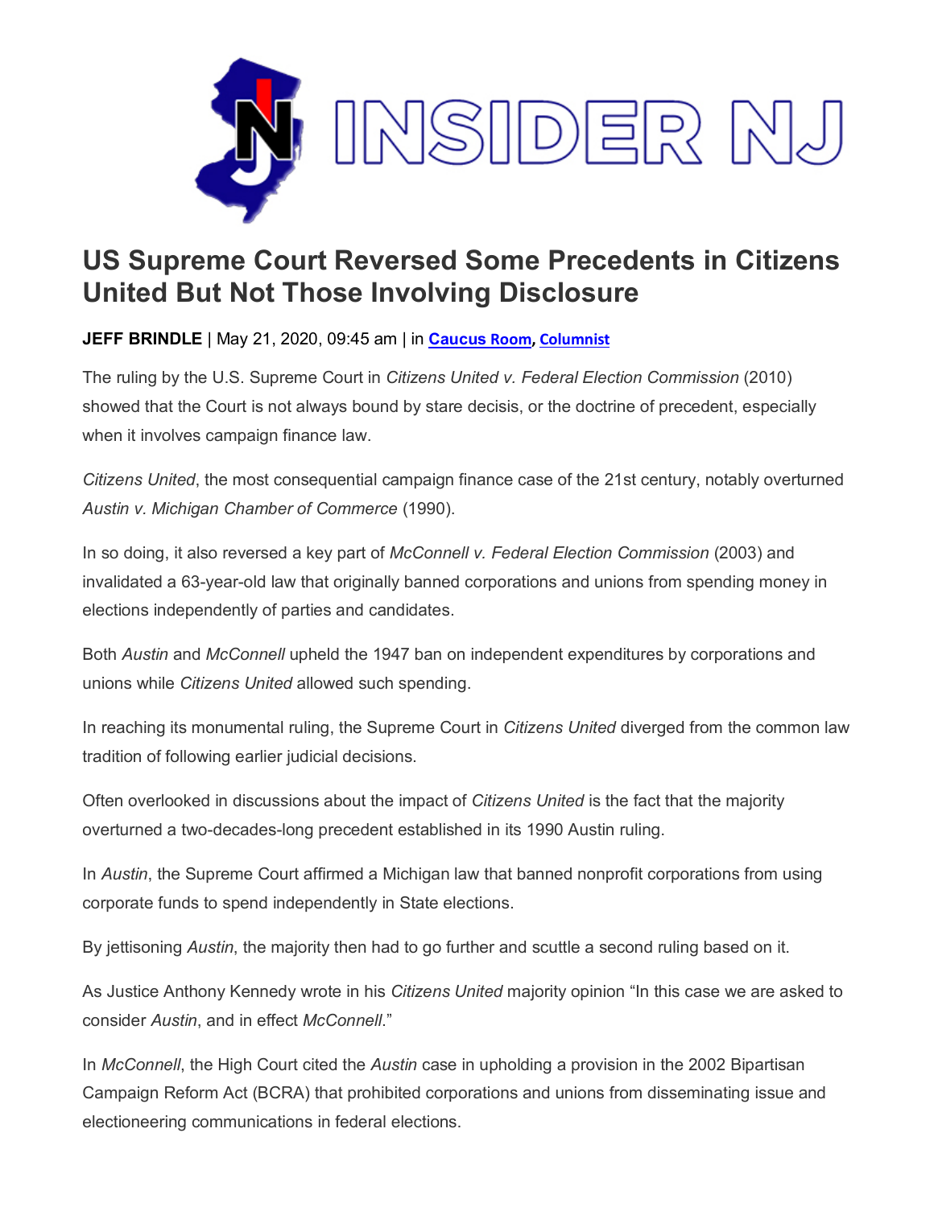# US Supreme Court Reversed Some Precedents in Citizens United But Not Those Involving Disclosure

**JEFF BRINDLE** | May 21, 2020, 09:45 am | in **Caucus Room**, **Columnist**

The ruling by the U.S. Supreme Court in *Citizens United v. Federal Election Commission* (2010) showed that the Court is not always bound by stare decisis, or the doctrine of precedent, especially when it involves campaign finance law.

*Citizens United*, the most consequential campaign finance case of the 21st century, notably overturned *Austin v. Michigan Chamber of Commerce* (1990).

In so doing, it also reversed a key part of *McConnell v. Federal Election Commission* (2003) and invalidated a 63-year-old law that originally banned corporations and unions from spending money in elections independently of parties and candidates.

Both *Austin* and *McConnell* upheld the 1947 ban on independent expenditures by corporations and unions while *Citizens United* allowed such spending.

In reaching its monumental ruling, the Supreme Court in *Citizens United* diverged from the common law tradition of following earlier judicial decisions.

Often overlooked in discussions about the impact of *Citizens United* is the fact that the majority overturned a two-decades-long precedent established in its 1990 Austin ruling.

In *Austin*, the Supreme Court affirmed a Michigan law that banned nonprofit corporations from using corporate funds to spend independently in State elections.

By jettisoning *Austin*, the majority then had to go further and scuttle a second ruling based on it.

As Justice Anthony Kennedy wrote in his *Citizens United* majority opinion "In this case we are asked to consider *Austin*, and in effect *McConnell*."

In *McConnell*, the High Court cited the *Austin* case in upholding a provision in the 2002 Bipartisan Campaign Reform Act (BCRA) that prohibited corporations and unions from disseminating issue and electioneering communications in federal elections.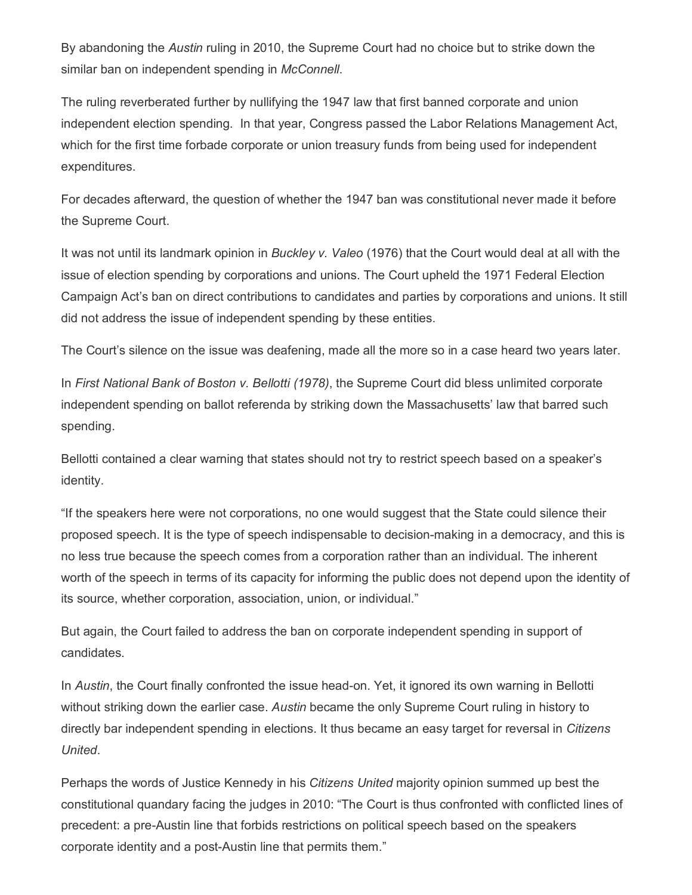By abandoning the *Austin* ruling in 2010, the Supreme Court had no choice but to strike down the similar ban on independent spending in *McConnell*.

The ruling reverberated further by nullifying the 1947 law that first banned corporate and union independent election spending. In that year, Congress passed the Labor Relations Management Act, which for the first time forbade corporate or union treasury funds from being used for independent expenditures.

For decades afterward, the question of whether the 1947 ban was constitutional never made it before the Supreme Court.

It was not until its landmark opinion in *Buckley v. Valeo* (1976) that the Court would deal at all with the issue of election spending by corporations and unions. The Court upheld the 1971 Federal Election Campaign Act's ban on direct contributions to candidates and parties by corporations and unions. It still did not address the issue of independent spending by these entities.

The Court's silence on the issue was deafening, made all the more so in a case heard two years later.

In *First National Bank of Boston v. Bellotti (1978)*, the Supreme Court did bless unlimited corporate independent spending on ballot referenda by striking down the Massachusetts' law that barred such spending.

Bellotti contained a clear warning that states should not try to restrict speech based on a speaker's identity.

"If the speakers here were not corporations, no one would suggest that the State could silence their proposed speech. It is the type of speech indispensable to decision-making in a democracy, and this is no less true because the speech comes from a corporation rather than an individual. The inherent worth of the speech in terms of its capacity for informing the public does not depend upon the identity of its source, whether corporation, association, union, or individual."

But again, the Court failed to address the ban on corporate independent spending in support of candidates.

In *Austin*, the Court finally confronted the issue head-on. Yet, it ignored its own warning in Bellotti without striking down the earlier case. *Austin* became the only Supreme Court ruling in history to directly bar independent spending in elections. It thus became an easy target for reversal in *Citizens United*.

Perhaps the words of Justice Kennedy in his *Citizens United* majority opinion summed up best the constitutional quandary facing the judges in 2010: "The Court is thus confronted with conflicted lines of precedent: a pre-Austin line that forbids restrictions on political speech based on the speakers corporate identity and a post-Austin line that permits them."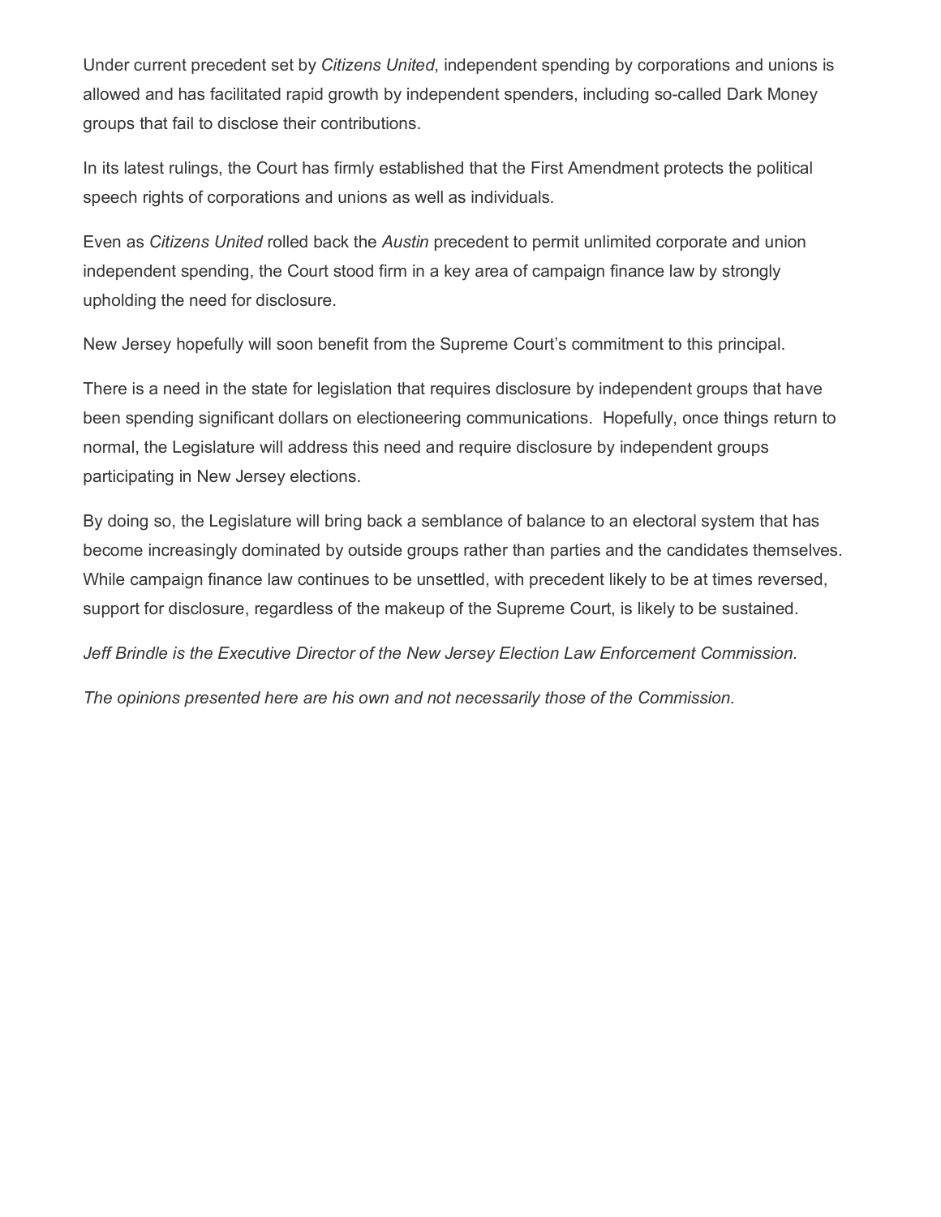Under current precedent set by *Citizens United*, independent spending by corporations and unions is allowed and has facilitated rapid growth by independent spenders, including so-called Dark Money groups that fail to disclose their contributions.

In its latest rulings, the Court has firmly established that the First Amendment protects the political speech rights of corporations and unions as well as individuals.

Even as *Citizens United* rolled back the *Austin* precedent to permit unlimited corporate and union independent spending, the Court stood firm in a key area of campaign finance law by strongly upholding the need for disclosure.

New Jersey hopefully will soon benefit from the Supreme Court's commitment to this principal.

There is a need in the state for legislation that requires disclosure by independent groups that have been spending significant dollars on electioneering communications. Hopefully, once things return to normal, the Legislature will address this need and require disclosure by independent groups participating in New Jersey elections.

By doing so, the Legislature will bring back a semblance of balance to an electoral system that has become increasingly dominated by outside groups rather than parties and the candidates themselves. While campaign finance law continues to be unsettled, with precedent likely to be at times reversed, support for disclosure, regardless of the makeup of the Supreme Court, is likely to be sustained.

*Jeff Brindle is the Executive Director of the New Jersey Election Law Enforcement Commission.*

*The opinions presented here are his own and not necessarily those of the Commission.*